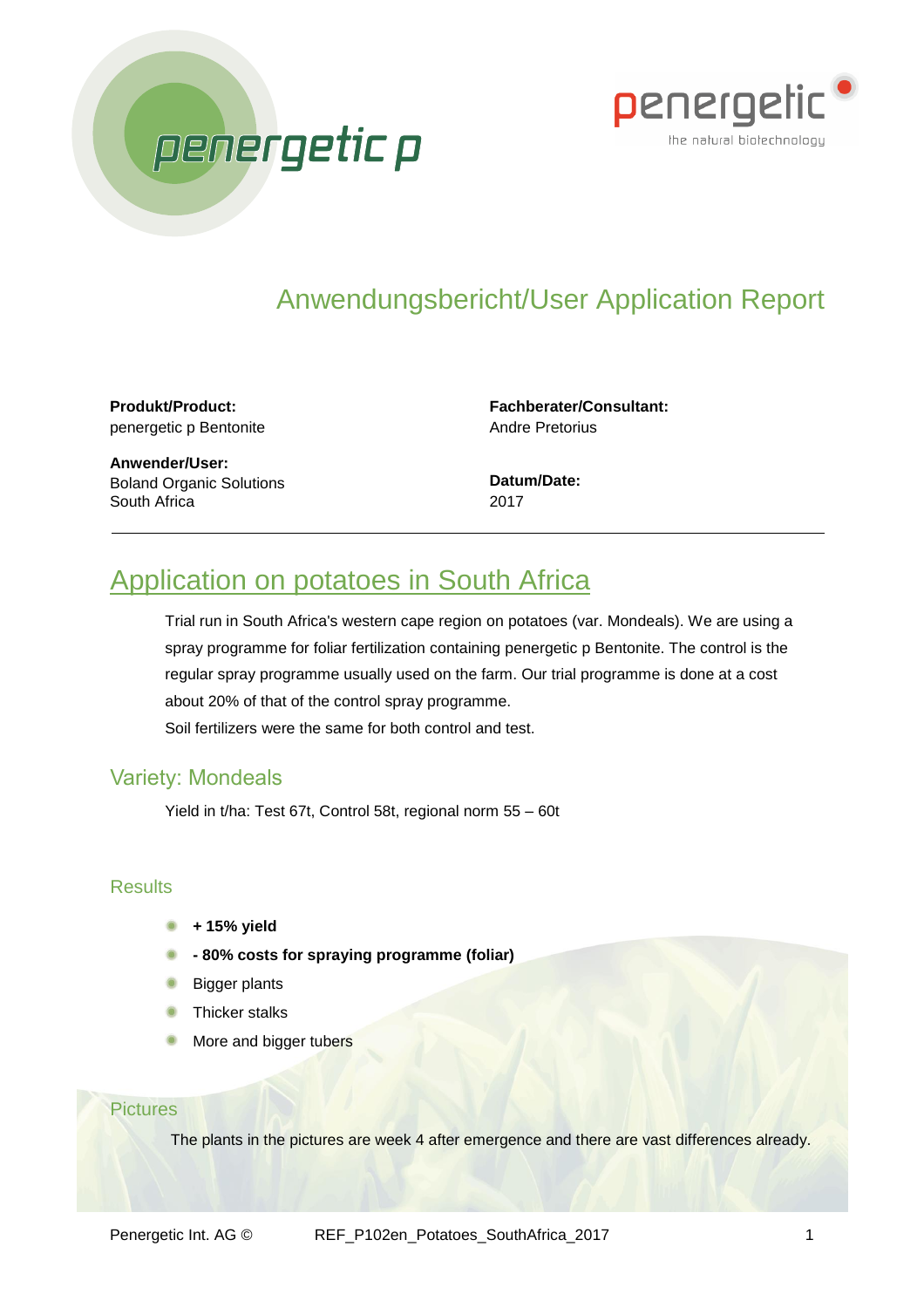# Anwendungsbericht/User Application Report

**Produkt/Product:**
penergetic p Bentonite

**Anwender/User:**
Boland Organic Solutions
South Africa

**Fachberater/Consultant:**
Andre Pretorius

**Datum/Date:**
2017

---

## Application on potatoes in South Africa

Trial run in South Africa's western cape region on potatoes (var. Mondeals). We are using a spray programme for foliar fertilization containing penergetic p Bentonite. The control is the regular spray programme usually used on the farm. Our trial programme is done at a cost about 20% of that of the control spray programme.
Soil fertilizers were the same for both control and test.

### Variety: Mondeals

Yield in t/ha: Test 67t, Control 58t, regional norm 55 – 60t

### Results

- **+ 15% yield**
- **- 80% costs for spraying programme (foliar)**
- Bigger plants
- Thicker stalks
- More and bigger tubers

### Pictures

The plants in the pictures are week 4 after emergence and there are vast differences already.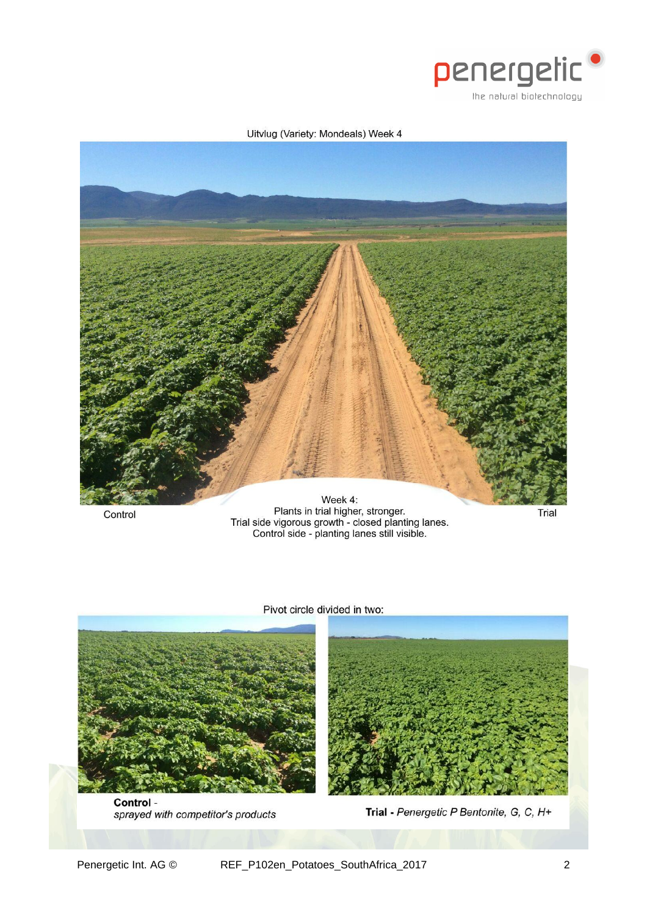Uitvlug (Variety: Mondeals) Week 4

Control

Week 4:
Plants in trial higher, stronger.
Trial side vigorous growth - closed planting lanes.
Control side - planting lanes still visible.

Trial

Pivot circle divided in two:

**Control** -
*sprayed with competitor's products*

**Trial** - *Penergetic P Bentonite, G, C, H+*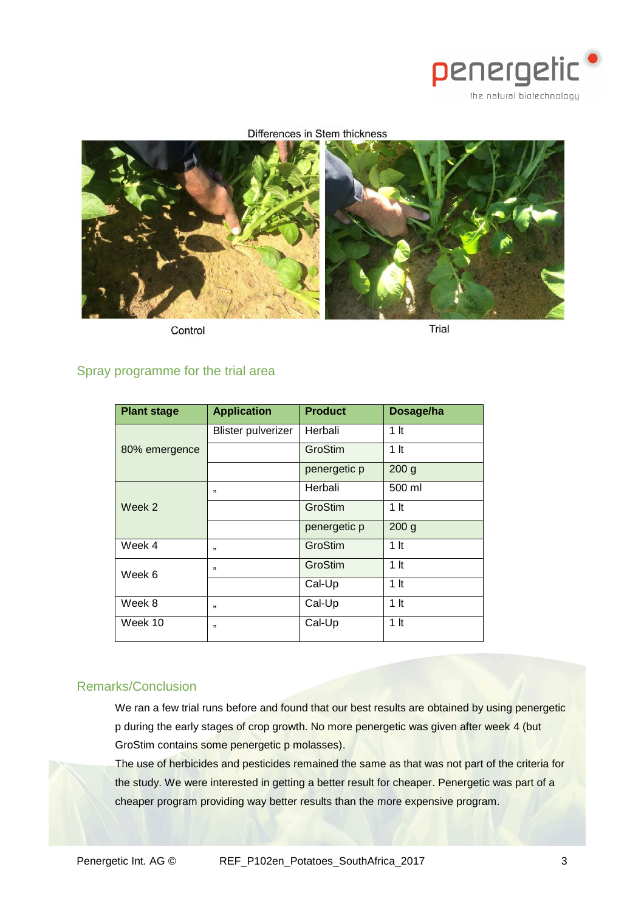Differences in Stem thickness

Control

Trial

## Spray programme for the trial area

| Plant stage | Application | Product | Dosage/ha |
|---|---|---|---|
| 80% emergence | Blister pulverizer | Herbali | 1 lt |
| | | GroStim | 1 lt |
| | | penergetic p | 200 g |
| Week 2 | „ | Herbali | 500 ml |
| | | GroStim | 1 lt |
| | | penergetic p | 200 g |
| Week 4 | „ | GroStim | 1 lt |
| Week 6 | „ | GroStim | 1 lt |
| | | Cal-Up | 1 lt |
| Week 8 | „ | Cal-Up | 1 lt |
| Week 10 | „ | Cal-Up | 1 lt |

## Remarks/Conclusion

We ran a few trial runs before and found that our best results are obtained by using penergetic p during the early stages of crop growth. No more penergetic was given after week 4 (but GroStim contains some penergetic p molasses).

The use of herbicides and pesticides remained the same as that was not part of the criteria for the study. We were interested in getting a better result for cheaper. Penergetic was part of a cheaper program providing way better results than the more expensive program.